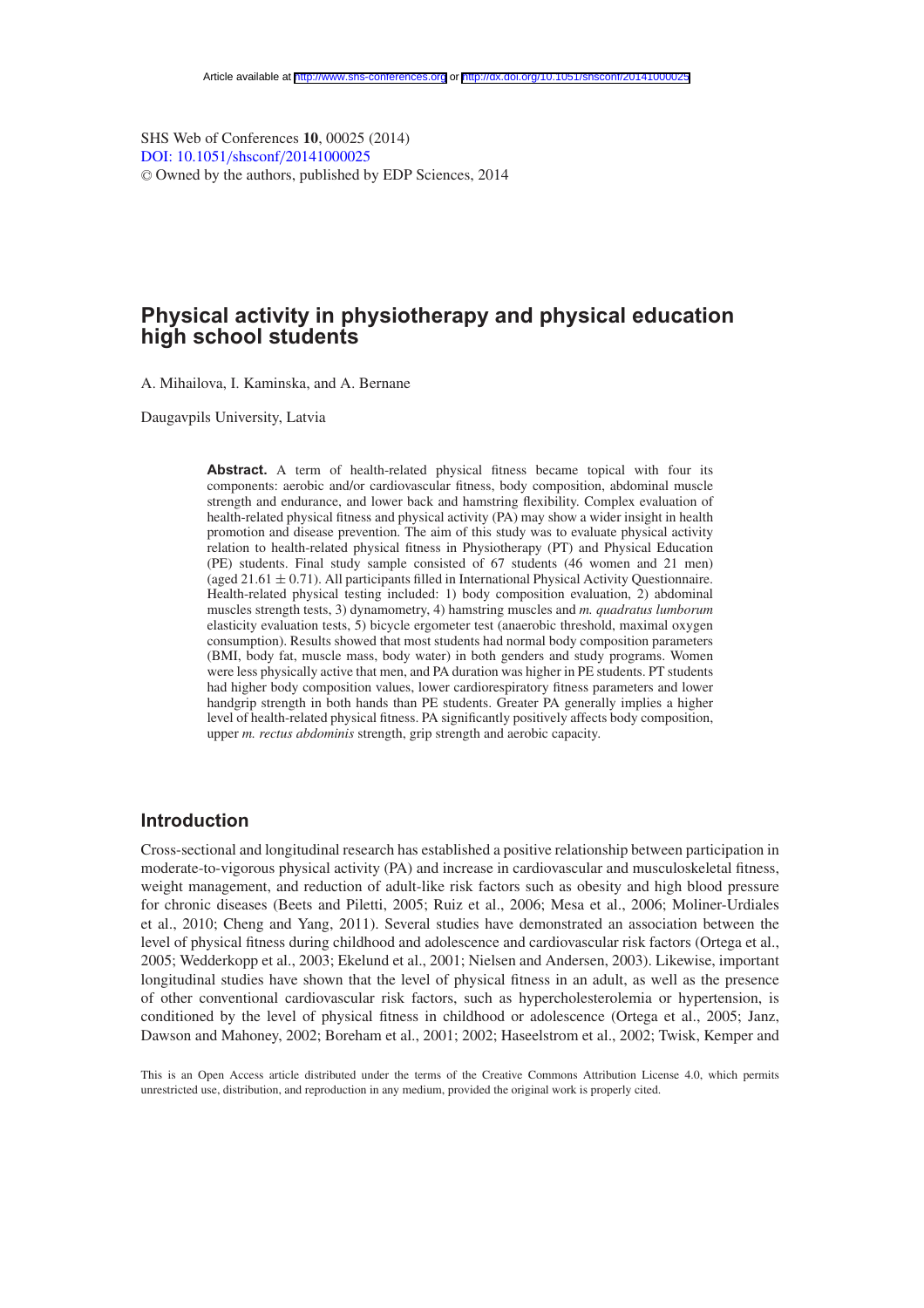# Physical activity in physiotherapy and physical education high school students

A. Mihailova, I. Kaminska, and A. Bernane

Daugavpils University, Latvia

**Abstract.** A term of health-related physical fitness became topical with four its components: aerobic and/or cardiovascular fitness, body composition, abdominal muscle strength and endurance, and lower back and hamstring flexibility. Complex evaluation of health-related physical fitness and physical activity (PA) may show a wider insight in health promotion and disease prevention. The aim of this study was to evaluate physical activity relation to health-related physical fitness in Physiotherapy (PT) and Physical Education (PE) students. Final study sample consisted of 67 students (46 women and 21 men) (aged $21.61 \pm 0.71$). All participants filled in International Physical Activity Questionnaire. Health-related physical testing included: 1) body composition evaluation, 2) abdominal muscles strength tests, 3) dynamometry, 4) hamstring muscles and *m. quadratus lumborum* elasticity evaluation tests, 5) bicycle ergometer test (anaerobic threshold, maximal oxygen consumption). Results showed that most students had normal body composition parameters (BMI, body fat, muscle mass, body water) in both genders and study programs. Women were less physically active that men, and PA duration was higher in PE students. PT students had higher body composition values, lower cardiorespiratory fitness parameters and lower handgrip strength in both hands than PE students. Greater PA generally implies a higher level of health-related physical fitness. PA significantly positively affects body composition, upper *m. rectus abdominis* strength, grip strength and aerobic capacity.

## Introduction

Cross-sectional and longitudinal research has established a positive relationship between participation in moderate-to-vigorous physical activity (PA) and increase in cardiovascular and musculoskeletal fitness, weight management, and reduction of adult-like risk factors such as obesity and high blood pressure for chronic diseases (Beets and Piletti, 2005; Ruiz et al., 2006; Mesa et al., 2006; Moliner-Urdiales et al., 2010; Cheng and Yang, 2011). Several studies have demonstrated an association between the level of physical fitness during childhood and adolescence and cardiovascular risk factors (Ortega et al., 2005; Wedderkopp et al., 2003; Ekelund et al., 2001; Nielsen and Andersen, 2003). Likewise, important longitudinal studies have shown that the level of physical fitness in an adult, as well as the presence of other conventional cardiovascular risk factors, such as hypercholesterolemia or hypertension, is conditioned by the level of physical fitness in childhood or adolescence (Ortega et al., 2005; Janz, Dawson and Mahoney, 2002; Boreham et al., 2001; 2002; Haseelstrom et al., 2002; Twisk, Kemper and

This is an Open Access article distributed under the terms of the Creative Commons Attribution License 4.0, which permits unrestricted use, distribution, and reproduction in any medium, provided the original work is properly cited.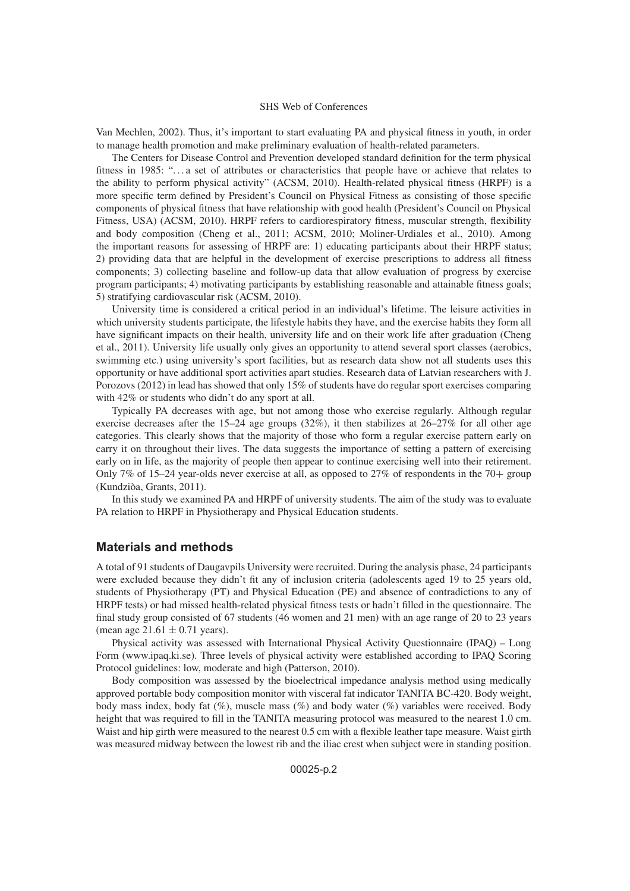Van Mechlen, 2002). Thus, it's important to start evaluating PA and physical fitness in youth, in order to manage health promotion and make preliminary evaluation of health-related parameters.

The Centers for Disease Control and Prevention developed standard definition for the term physical fitness in 1985: "…a set of attributes or characteristics that people have or achieve that relates to the ability to perform physical activity" (ACSM, 2010). Health-related physical fitness (HRPF) is a more specific term defined by President's Council on Physical Fitness as consisting of those specific components of physical fitness that have relationship with good health (President's Council on Physical Fitness, USA) (ACSM, 2010). HRPF refers to cardiorespiratory fitness, muscular strength, flexibility and body composition (Cheng et al., 2011; ACSM, 2010; Moliner-Urdiales et al., 2010). Among the important reasons for assessing of HRPF are: 1) educating participants about their HRPF status; 2) providing data that are helpful in the development of exercise prescriptions to address all fitness components; 3) collecting baseline and follow-up data that allow evaluation of progress by exercise program participants; 4) motivating participants by establishing reasonable and attainable fitness goals; 5) stratifying cardiovascular risk (ACSM, 2010).

University time is considered a critical period in an individual's lifetime. The leisure activities in which university students participate, the lifestyle habits they have, and the exercise habits they form all have significant impacts on their health, university life and on their work life after graduation (Cheng et al., 2011). University life usually only gives an opportunity to attend several sport classes (aerobics, swimming etc.) using university's sport facilities, but as research data show not all students uses this opportunity or have additional sport activities apart studies. Research data of Latvian researchers with J. Porozovs (2012) in lead has showed that only 15% of students have do regular sport exercises comparing with 42% or students who didn't do any sport at all.

Typically PA decreases with age, but not among those who exercise regularly. Although regular exercise decreases after the 15–24 age groups (32%), it then stabilizes at 26–27% for all other age categories. This clearly shows that the majority of those who form a regular exercise pattern early on carry it on throughout their lives. The data suggests the importance of setting a pattern of exercising early on in life, as the majority of people then appear to continue exercising well into their retirement. Only 7% of 15–24 year-olds never exercise at all, as opposed to 27% of respondents in the 70+ group (Kundziòa, Grants, 2011).

In this study we examined PA and HRPF of university students. The aim of the study was to evaluate PA relation to HRPF in Physiotherapy and Physical Education students.

## Materials and methods

A total of 91 students of Daugavpils University were recruited. During the analysis phase, 24 participants were excluded because they didn't fit any of inclusion criteria (adolescents aged 19 to 25 years old, students of Physiotherapy (PT) and Physical Education (PE) and absence of contradictions to any of HRPF tests) or had missed health-related physical fitness tests or hadn't filled in the questionnaire. The final study group consisted of 67 students (46 women and 21 men) with an age range of 20 to 23 years (mean age $21.61 \pm 0.71$ years).

Physical activity was assessed with International Physical Activity Questionnaire (IPAQ) – Long Form (www.ipaq.ki.se). Three levels of physical activity were established according to IPAQ Scoring Protocol guidelines: low, moderate and high (Patterson, 2010).

Body composition was assessed by the bioelectrical impedance analysis method using medically approved portable body composition monitor with visceral fat indicator TANITA BC-420. Body weight, body mass index, body fat (%), muscle mass (%) and body water (%) variables were received. Body height that was required to fill in the TANITA measuring protocol was measured to the nearest 1.0 cm. Waist and hip girth were measured to the nearest 0.5 cm with a flexible leather tape measure. Waist girth was measured midway between the lowest rib and the iliac crest when subject were in standing position.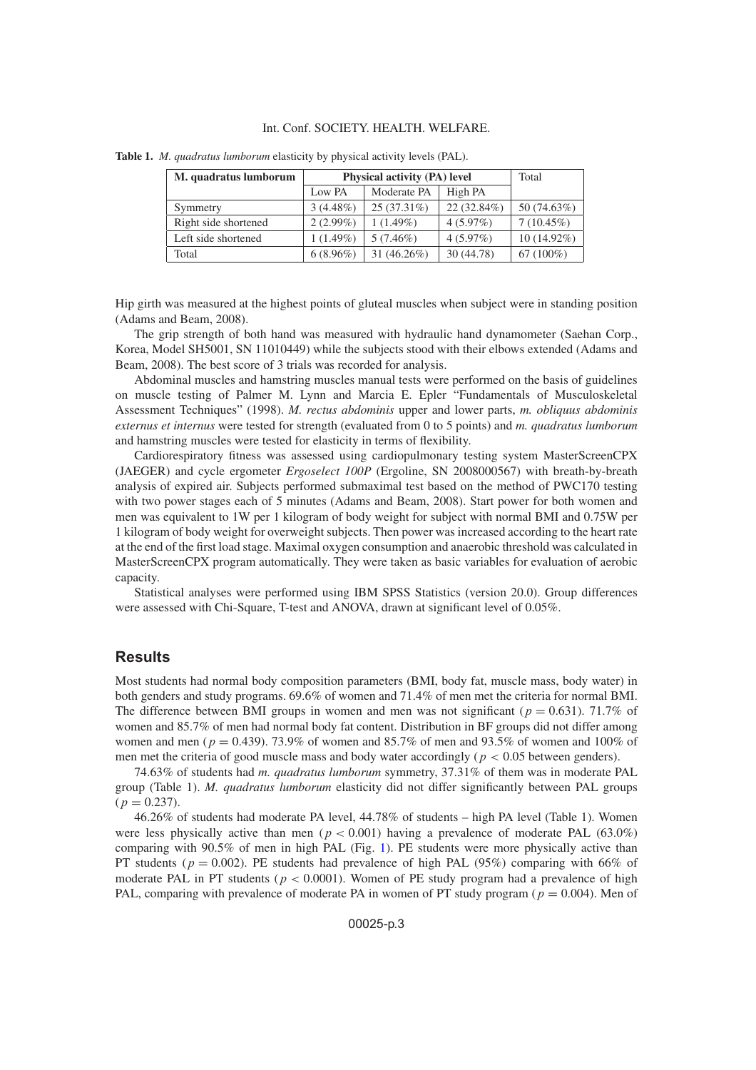**Table 1.** *M. quadratus lumborum* elasticity by physical activity levels (PAL).

| M. quadratus lumborum | Physical activity (PA) level | | | Total |
|---|---|---|---|---|
| | Low PA | Moderate PA | High PA | |
| Symmetry | 3 (4.48%) | 25 (37.31%) | 22 (32.84%) | 50 (74.63%) |
| Right side shortened | 2 (2.99%) | 1 (1.49%) | 4 (5.97%) | 7 (10.45%) |
| Left side shortened | 1 (1.49%) | 5 (7.46%) | 4 (5.97%) | 10 (14.92%) |
| Total | 6 (8.96%) | 31 (46.26%) | 30 (44.78) | 67 (100%) |

Hip girth was measured at the highest points of gluteal muscles when subject were in standing position (Adams and Beam, 2008).

The grip strength of both hand was measured with hydraulic hand dynamometer (Saehan Corp., Korea, Model SH5001, SN 11010449) while the subjects stood with their elbows extended (Adams and Beam, 2008). The best score of 3 trials was recorded for analysis.

Abdominal muscles and hamstring muscles manual tests were performed on the basis of guidelines on muscle testing of Palmer M. Lynn and Marcia E. Epler "Fundamentals of Musculoskeletal Assessment Techniques" (1998). *M. rectus abdominis* upper and lower parts, *m. obliquus abdominis externus et internus* were tested for strength (evaluated from 0 to 5 points) and *m. quadratus lumborum* and hamstring muscles were tested for elasticity in terms of flexibility.

Cardiorespiratory fitness was assessed using cardiopulmonary testing system MasterScreenCPX (JAEGER) and cycle ergometer *Ergoselect 100P* (Ergoline, SN 2008000567) with breath-by-breath analysis of expired air. Subjects performed submaximal test based on the method of PWC170 testing with two power stages each of 5 minutes (Adams and Beam, 2008). Start power for both women and men was equivalent to 1W per 1 kilogram of body weight for subject with normal BMI and 0.75W per 1 kilogram of body weight for overweight subjects. Then power was increased according to the heart rate at the end of the first load stage. Maximal oxygen consumption and anaerobic threshold was calculated in MasterScreenCPX program automatically. They were taken as basic variables for evaluation of aerobic capacity.

Statistical analyses were performed using IBM SPSS Statistics (version 20.0). Group differences were assessed with Chi-Square, T-test and ANOVA, drawn at significant level of 0.05%.

## Results

Most students had normal body composition parameters (BMI, body fat, muscle mass, body water) in both genders and study programs. 69.6% of women and 71.4% of men met the criteria for normal BMI. The difference between BMI groups in women and men was not significant ($p = 0.631$). 71.7% of women and 85.7% of men had normal body fat content. Distribution in BF groups did not differ among women and men ($p = 0.439$). 73.9% of women and 85.7% of men and 93.5% of women and 100% of men met the criteria of good muscle mass and body water accordingly ($p < 0.05$ between genders).

74.63% of students had *m. quadratus lumborum* symmetry, 37.31% of them was in moderate PAL group (Table 1). *M. quadratus lumborum* elasticity did not differ significantly between PAL groups ($p = 0.237$).

46.26% of students had moderate PA level, 44.78% of students – high PA level (Table 1). Women were less physically active than men ($p < 0.001$) having a prevalence of moderate PAL (63.0%) comparing with 90.5% of men in high PAL (Fig. 1). PE students were more physically active than PT students ($p = 0.002$). PE students had prevalence of high PAL (95%) comparing with 66% of moderate PAL in PT students ($p < 0.0001$). Women of PE study program had a prevalence of high PAL, comparing with prevalence of moderate PA in women of PT study program ($p = 0.004$). Men of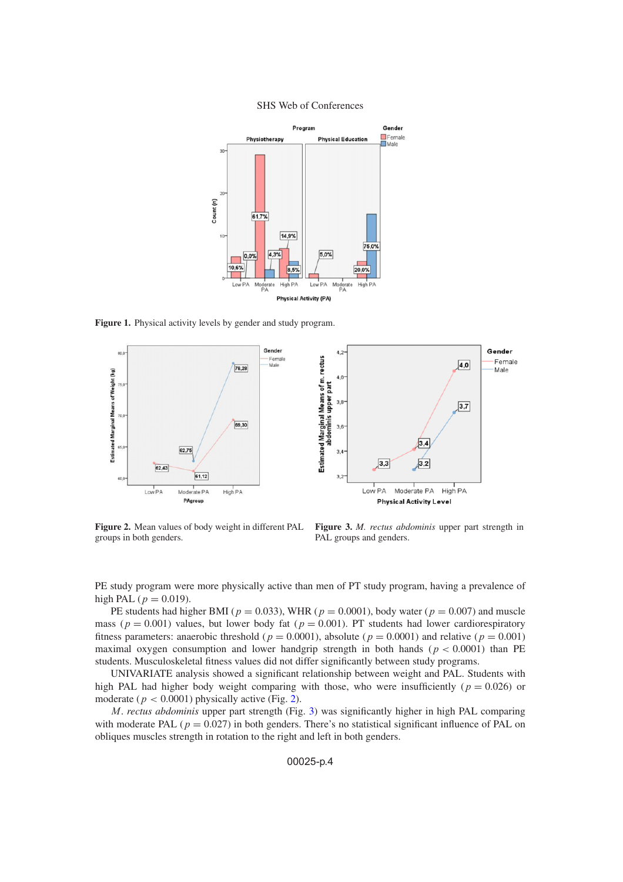**Figure 1.** Physical activity levels by gender and study program.

**Figure 2.** Mean values of body weight in different PAL groups in both genders.

**Figure 3.** *M. rectus abdominis* upper part strength in PAL groups and genders.

PE study program were more physically active than men of PT study program, having a prevalence of high PAL ($p = 0.019$).

PE students had higher BMI ($p = 0.033$), WHR ($p = 0.0001$), body water ($p = 0.007$) and muscle mass ($p = 0.001$) values, but lower body fat ($p = 0.001$). PT students had lower cardiorespiratory fitness parameters: anaerobic threshold ($p = 0.0001$), absolute ($p = 0.0001$) and relative ($p = 0.001$) maximal oxygen consumption and lower handgrip strength in both hands ($p < 0.0001$) than PE students. Musculoskeletal fitness values did not differ significantly between study programs.

UNIVARIATE analysis showed a significant relationship between weight and PAL. Students with high PAL had higher body weight comparing with those, who were insufficiently ($p = 0.026$) or moderate ($p < 0.0001$) physically active (Fig. 2).

*M. rectus abdominis* upper part strength (Fig. 3) was significantly higher in high PAL comparing with moderate PAL ($p = 0.027$) in both genders. There's no statistical significant influence of PAL on obliques muscles strength in rotation to the right and left in both genders.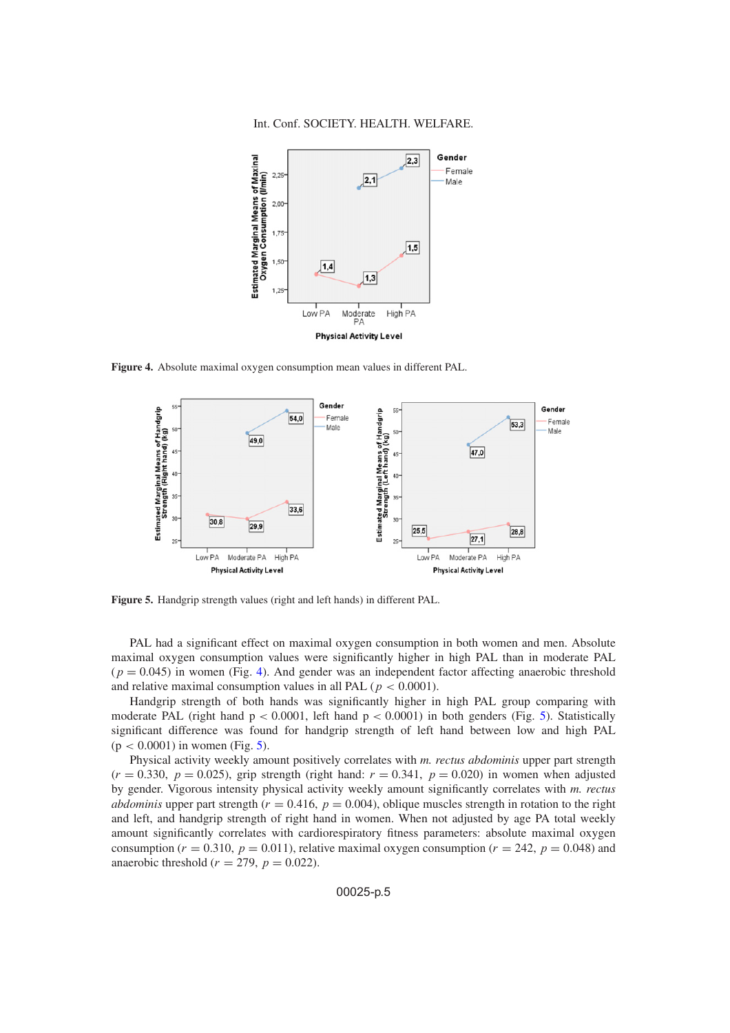**Figure 4.** Absolute maximal oxygen consumption mean values in different PAL.

**Figure 5.** Handgrip strength values (right and left hands) in different PAL.

PAL had a significant effect on maximal oxygen consumption in both women and men. Absolute maximal oxygen consumption values were significantly higher in high PAL than in moderate PAL ($p = 0.045$) in women (Fig. 4). And gender was an independent factor affecting anaerobic threshold and relative maximal consumption values in all PAL ($p < 0.0001$).

Handgrip strength of both hands was significantly higher in high PAL group comparing with moderate PAL (right hand $p < 0.0001$, left hand $p < 0.0001$) in both genders (Fig. 5). Statistically significant difference was found for handgrip strength of left hand between low and high PAL ($p < 0.0001$) in women (Fig. 5).

Physical activity weekly amount positively correlates with *m. rectus abdominis* upper part strength ($r = 0.330$, $p = 0.025$), grip strength (right hand: $r = 0.341$, $p = 0.020$) in women when adjusted by gender. Vigorous intensity physical activity weekly amount significantly correlates with *m. rectus abdominis* upper part strength ($r = 0.416$, $p = 0.004$), oblique muscles strength in rotation to the right and left, and handgrip strength of right hand in women. When not adjusted by age PA total weekly amount significantly correlates with cardiorespiratory fitness parameters: absolute maximal oxygen consumption ($r = 0.310$, $p = 0.011$), relative maximal oxygen consumption ($r = 242$, $p = 0.048$) and anaerobic threshold ($r = 279$, $p = 0.022$).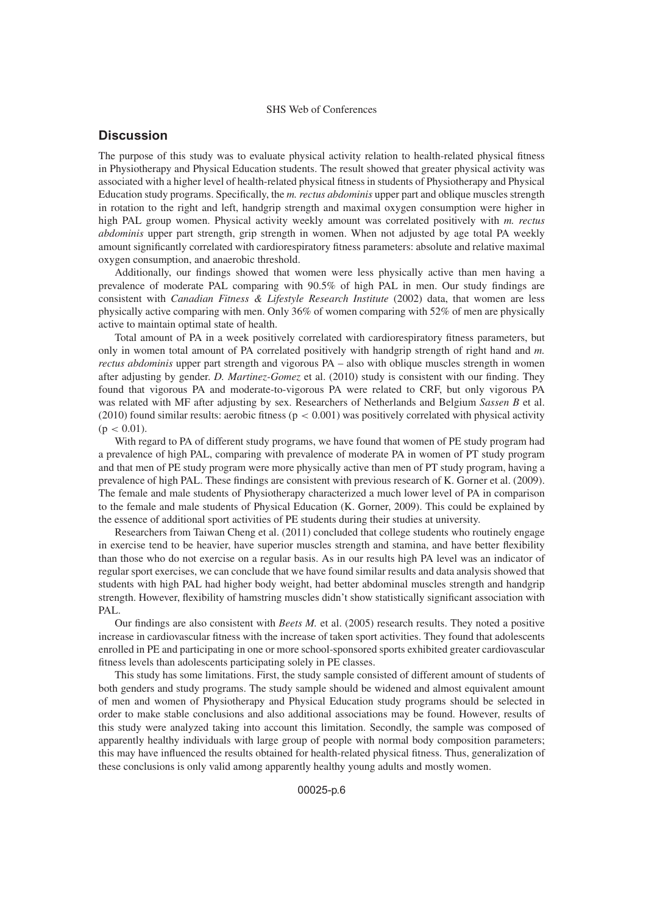## Discussion

The purpose of this study was to evaluate physical activity relation to health-related physical fitness in Physiotherapy and Physical Education students. The result showed that greater physical activity was associated with a higher level of health-related physical fitness in students of Physiotherapy and Physical Education study programs. Specifically, the *m. rectus abdominis* upper part and oblique muscles strength in rotation to the right and left, handgrip strength and maximal oxygen consumption were higher in high PAL group women. Physical activity weekly amount was correlated positively with *m. rectus abdominis* upper part strength, grip strength in women. When not adjusted by age total PA weekly amount significantly correlated with cardiorespiratory fitness parameters: absolute and relative maximal oxygen consumption, and anaerobic threshold.

Additionally, our findings showed that women were less physically active than men having a prevalence of moderate PAL comparing with 90.5% of high PAL in men. Our study findings are consistent with *Canadian Fitness & Lifestyle Research Institute* (2002) data, that women are less physically active comparing with men. Only 36% of women comparing with 52% of men are physically active to maintain optimal state of health.

Total amount of PA in a week positively correlated with cardiorespiratory fitness parameters, but only in women total amount of PA correlated positively with handgrip strength of right hand and *m. rectus abdominis* upper part strength and vigorous PA – also with oblique muscles strength in women after adjusting by gender. *D. Martinez-Gomez* et al. (2010) study is consistent with our finding. They found that vigorous PA and moderate-to-vigorous PA were related to CRF, but only vigorous PA was related with MF after adjusting by sex. Researchers of Netherlands and Belgium *Sassen B* et al. (2010) found similar results: aerobic fitness ($p < 0.001$) was positively correlated with physical activity ($p < 0.01$).

With regard to PA of different study programs, we have found that women of PE study program had a prevalence of high PAL, comparing with prevalence of moderate PA in women of PT study program and that men of PE study program were more physically active than men of PT study program, having a prevalence of high PAL. These findings are consistent with previous research of K. Gorner et al. (2009). The female and male students of Physiotherapy characterized a much lower level of PA in comparison to the female and male students of Physical Education (K. Gorner, 2009). This could be explained by the essence of additional sport activities of PE students during their studies at university.

Researchers from Taiwan Cheng et al. (2011) concluded that college students who routinely engage in exercise tend to be heavier, have superior muscles strength and stamina, and have better flexibility than those who do not exercise on a regular basis. As in our results high PA level was an indicator of regular sport exercises, we can conclude that we have found similar results and data analysis showed that students with high PAL had higher body weight, had better abdominal muscles strength and handgrip strength. However, flexibility of hamstring muscles didn't show statistically significant association with PAL.

Our findings are also consistent with *Beets M.* et al. (2005) research results. They noted a positive increase in cardiovascular fitness with the increase of taken sport activities. They found that adolescents enrolled in PE and participating in one or more school-sponsored sports exhibited greater cardiovascular fitness levels than adolescents participating solely in PE classes.

This study has some limitations. First, the study sample consisted of different amount of students of both genders and study programs. The study sample should be widened and almost equivalent amount of men and women of Physiotherapy and Physical Education study programs should be selected in order to make stable conclusions and also additional associations may be found. However, results of this study were analyzed taking into account this limitation. Secondly, the sample was composed of apparently healthy individuals with large group of people with normal body composition parameters; this may have influenced the results obtained for health-related physical fitness. Thus, generalization of these conclusions is only valid among apparently healthy young adults and mostly women.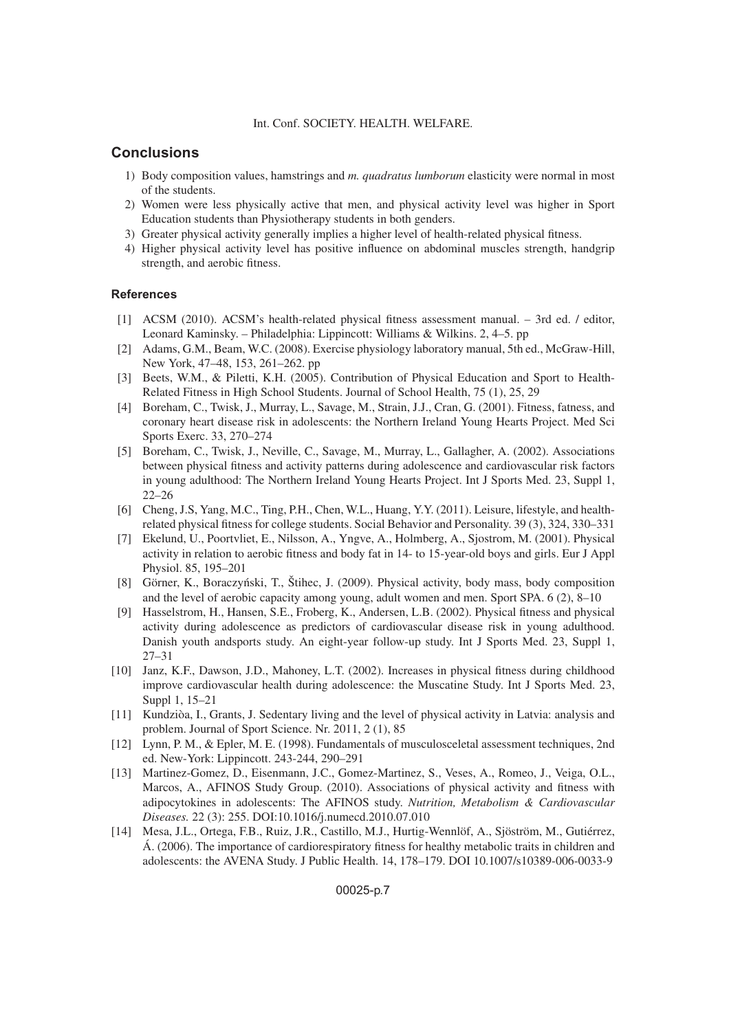## Conclusions

1) Body composition values, hamstrings and *m. quadratus lumborum* elasticity were normal in most of the students.
2) Women were less physically active that men, and physical activity level was higher in Sport Education students than Physiotherapy students in both genders.
3) Greater physical activity generally implies a higher level of health-related physical fitness.
4) Higher physical activity level has positive influence on abdominal muscles strength, handgrip strength, and aerobic fitness.

### References

[1] ACSM (2010). ACSM's health-related physical fitness assessment manual. – 3rd ed. / editor, Leonard Kaminsky. – Philadelphia: Lippincott: Williams & Wilkins. 2, 4–5. pp

[2] Adams, G.M., Beam, W.C. (2008). Exercise physiology laboratory manual, 5th ed., McGraw-Hill, New York, 47–48, 153, 261–262. pp

[3] Beets, W.M., & Piletti, K.H. (2005). Contribution of Physical Education and Sport to Health-Related Fitness in High School Students. Journal of School Health, 75 (1), 25, 29

[4] Boreham, C., Twisk, J., Murray, L., Savage, M., Strain, J.J., Cran, G. (2001). Fitness, fatness, and coronary heart disease risk in adolescents: the Northern Ireland Young Hearts Project. Med Sci Sports Exerc. 33, 270–274

[5] Boreham, C., Twisk, J., Neville, C., Savage, M., Murray, L., Gallagher, A. (2002). Associations between physical fitness and activity patterns during adolescence and cardiovascular risk factors in young adulthood: The Northern Ireland Young Hearts Project. Int J Sports Med. 23, Suppl 1, 22–26

[6] Cheng, J.S, Yang, M.C., Ting, P.H., Chen, W.L., Huang, Y.Y. (2011). Leisure, lifestyle, and health-related physical fitness for college students. Social Behavior and Personality. 39 (3), 324, 330–331

[7] Ekelund, U., Poortvliet, E., Nilsson, A., Yngve, A., Holmberg, A., Sjostrom, M. (2001). Physical activity in relation to aerobic fitness and body fat in 14- to 15-year-old boys and girls. Eur J Appl Physiol. 85, 195–201

[8] Görner, K., Boraczyński, T., Štihec, J. (2009). Physical activity, body mass, body composition and the level of aerobic capacity among young, adult women and men. Sport SPA. 6 (2), 8–10

[9] Hasselstrom, H., Hansen, S.E., Froberg, K., Andersen, L.B. (2002). Physical fitness and physical activity during adolescence as predictors of cardiovascular disease risk in young adulthood. Danish youth andsports study. An eight-year follow-up study. Int J Sports Med. 23, Suppl 1, 27–31

[10] Janz, K.F., Dawson, J.D., Mahoney, L.T. (2002). Increases in physical fitness during childhood improve cardiovascular health during adolescence: the Muscatine Study. Int J Sports Med. 23, Suppl 1, 15–21

[11] Kundziòa, I., Grants, J. Sedentary living and the level of physical activity in Latvia: analysis and problem. Journal of Sport Science. Nr. 2011, 2 (1), 85

[12] Lynn, P. M., & Epler, M. E. (1998). Fundamentals of musculosceletal assessment techniques, 2nd ed. New-York: Lippincott. 243-244, 290–291

[13] Martinez-Gomez, D., Eisenmann, J.C., Gomez-Martinez, S., Veses, A., Romeo, J., Veiga, O.L., Marcos, A., AFINOS Study Group. (2010). Associations of physical activity and fitness with adipocytokines in adolescents: The AFINOS study. *Nutrition, Metabolism & Cardiovascular Diseases.* 22 (3): 255. DOI:10.1016/j.numecd.2010.07.010

[14] Mesa, J.L., Ortega, F.B., Ruiz, J.R., Castillo, M.J., Hurtig-Wennlöf, A., Sjöström, M., Gutiérrez, Á. (2006). The importance of cardiorespiratory fitness for healthy metabolic traits in children and adolescents: the AVENA Study. J Public Health. 14, 178–179. DOI 10.1007/s10389-006-0033-9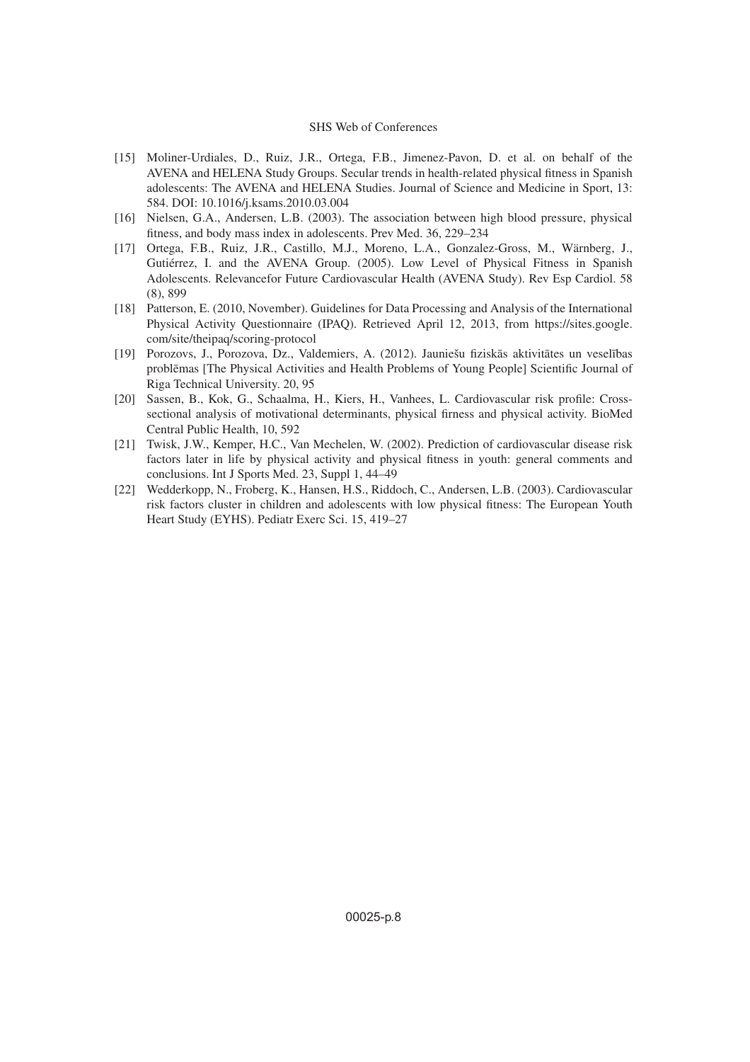[15] Moliner-Urdiales, D., Ruiz, J.R., Ortega, F.B., Jimenez-Pavon, D. et al. on behalf of the AVENA and HELENA Study Groups. Secular trends in health-related physical fitness in Spanish adolescents: The AVENA and HELENA Studies. Journal of Science and Medicine in Sport, 13: 584. DOI: 10.1016/j.ksams.2010.03.004

[16] Nielsen, G.A., Andersen, L.B. (2003). The association between high blood pressure, physical fitness, and body mass index in adolescents. Prev Med. 36, 229–234

[17] Ortega, F.B., Ruiz, J.R., Castillo, M.J., Moreno, L.A., Gonzalez-Gross, M., Wärnberg, J., Gutiérrez, I. and the AVENA Group. (2005). Low Level of Physical Fitness in Spanish Adolescents. Relevancefor Future Cardiovascular Health (AVENA Study). Rev Esp Cardiol. 58 (8), 899

[18] Patterson, E. (2010, November). Guidelines for Data Processing and Analysis of the International Physical Activity Questionnaire (IPAQ). Retrieved April 12, 2013, from https://sites.google.com/site/theipaq/scoring-protocol

[19] Porozovs, J., Porozova, Dz., Valdemiers, A. (2012). Jauniešu fiziskās aktivitātes un veselības problēmas [The Physical Activities and Health Problems of Young People] Scientific Journal of Riga Technical University. 20, 95

[20] Sassen, B., Kok, G., Schaalma, H., Kiers, H., Vanhees, L. Cardiovascular risk profile: Cross-sectional analysis of motivational determinants, physical firness and physical activity. BioMed Central Public Health, 10, 592

[21] Twisk, J.W., Kemper, H.C., Van Mechelen, W. (2002). Prediction of cardiovascular disease risk factors later in life by physical activity and physical fitness in youth: general comments and conclusions. Int J Sports Med. 23, Suppl 1, 44–49

[22] Wedderkopp, N., Froberg, K., Hansen, H.S., Riddoch, C., Andersen, L.B. (2003). Cardiovascular risk factors cluster in children and adolescents with low physical fitness: The European Youth Heart Study (EYHS). Pediatr Exerc Sci. 15, 419–27